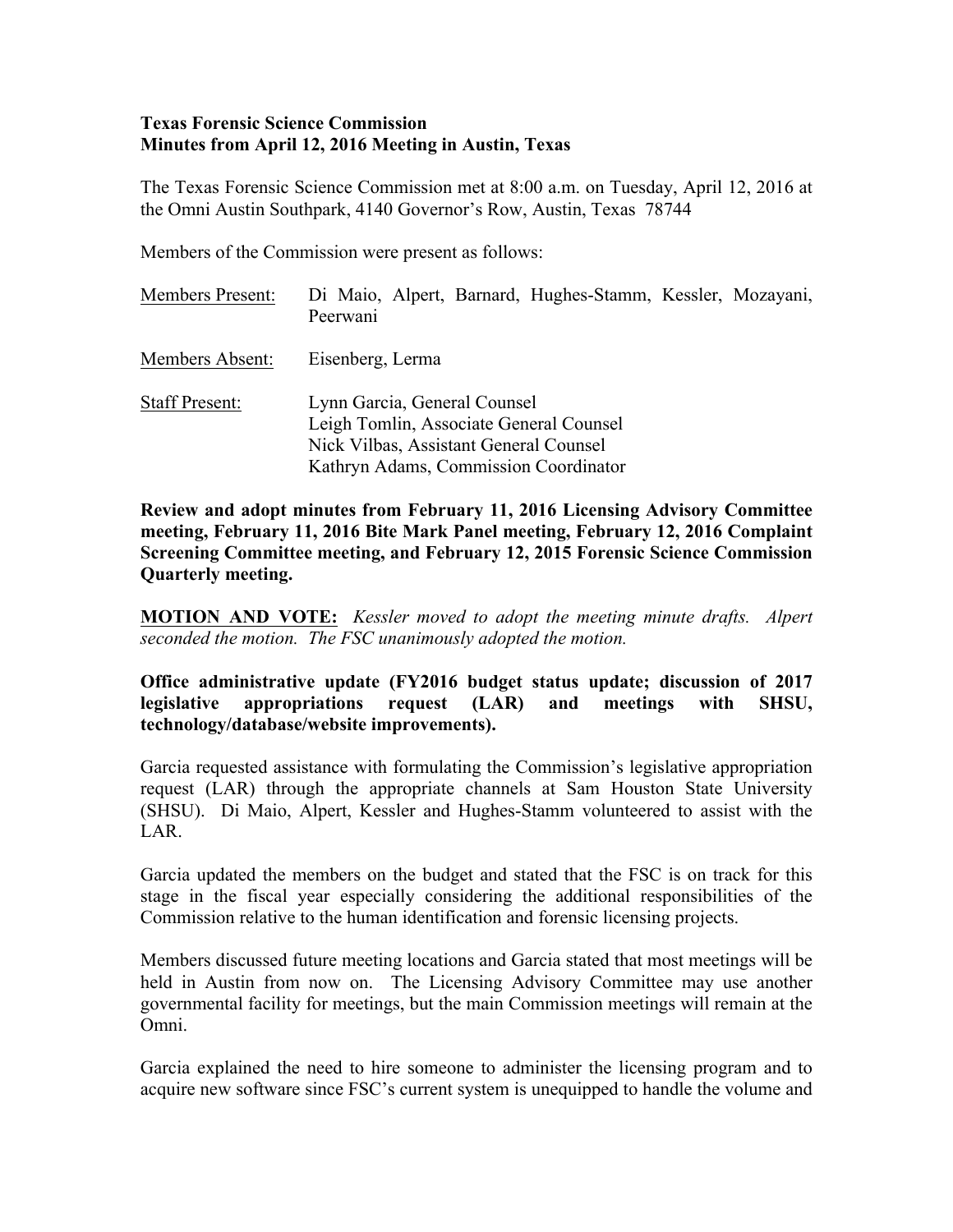**Texas Forensic Science Commission**
**Minutes from April 12, 2016 Meeting in Austin, Texas**

The Texas Forensic Science Commission met at 8:00 a.m. on Tuesday, April 12, 2016 at the Omni Austin Southpark, 4140 Governor's Row, Austin, Texas 78744

Members of the Commission were present as follows:

| | |
|---|---|
| Members Present: | Di Maio, Alpert, Barnard, Hughes-Stamm, Kessler, Mozayani, Peerwani |
| Members Absent: | Eisenberg, Lerma |
| Staff Present: | Lynn Garcia, General Counsel<br>Leigh Tomlin, Associate General Counsel<br>Nick Vilbas, Assistant General Counsel<br>Kathryn Adams, Commission Coordinator |

**Review and adopt minutes from February 11, 2016 Licensing Advisory Committee meeting, February 11, 2016 Bite Mark Panel meeting, February 12, 2016 Complaint Screening Committee meeting, and February 12, 2015 Forensic Science Commission Quarterly meeting.**

**MOTION AND VOTE:** *Kessler moved to adopt the meeting minute drafts. Alpert seconded the motion. The FSC unanimously adopted the motion.*

**Office administrative update (FY2016 budget status update; discussion of 2017 legislative appropriations request (LAR) and meetings with SHSU, technology/database/website improvements).**

Garcia requested assistance with formulating the Commission's legislative appropriation request (LAR) through the appropriate channels at Sam Houston State University (SHSU). Di Maio, Alpert, Kessler and Hughes-Stamm volunteered to assist with the LAR.

Garcia updated the members on the budget and stated that the FSC is on track for this stage in the fiscal year especially considering the additional responsibilities of the Commission relative to the human identification and forensic licensing projects.

Members discussed future meeting locations and Garcia stated that most meetings will be held in Austin from now on. The Licensing Advisory Committee may use another governmental facility for meetings, but the main Commission meetings will remain at the Omni.

Garcia explained the need to hire someone to administer the licensing program and to acquire new software since FSC's current system is unequipped to handle the volume and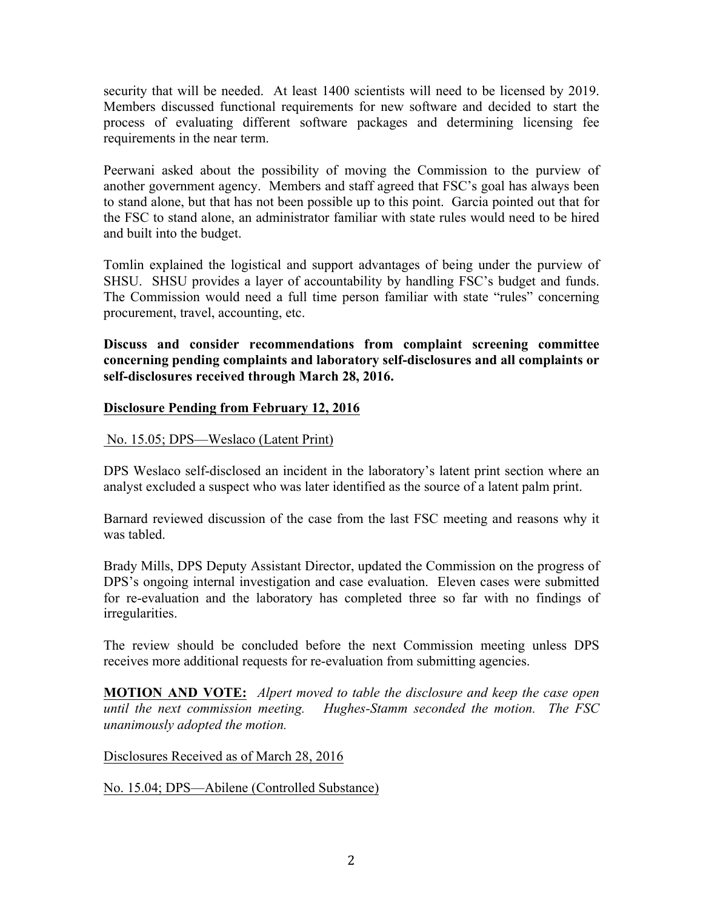security that will be needed. At least 1400 scientists will need to be licensed by 2019. Members discussed functional requirements for new software and decided to start the process of evaluating different software packages and determining licensing fee requirements in the near term.

Peerwani asked about the possibility of moving the Commission to the purview of another government agency. Members and staff agreed that FSC's goal has always been to stand alone, but that has not been possible up to this point. Garcia pointed out that for the FSC to stand alone, an administrator familiar with state rules would need to be hired and built into the budget.

Tomlin explained the logistical and support advantages of being under the purview of SHSU. SHSU provides a layer of accountability by handling FSC's budget and funds. The Commission would need a full time person familiar with state "rules" concerning procurement, travel, accounting, etc.

**Discuss and consider recommendations from complaint screening committee concerning pending complaints and laboratory self-disclosures and all complaints or self-disclosures received through March 28, 2016.**

**Disclosure Pending from February 12, 2016**

No. 15.05; DPS—Weslaco (Latent Print)

DPS Weslaco self-disclosed an incident in the laboratory's latent print section where an analyst excluded a suspect who was later identified as the source of a latent palm print.

Barnard reviewed discussion of the case from the last FSC meeting and reasons why it was tabled.

Brady Mills, DPS Deputy Assistant Director, updated the Commission on the progress of DPS's ongoing internal investigation and case evaluation. Eleven cases were submitted for re-evaluation and the laboratory has completed three so far with no findings of irregularities.

The review should be concluded before the next Commission meeting unless DPS receives more additional requests for re-evaluation from submitting agencies.

**MOTION AND VOTE:** *Alpert moved to table the disclosure and keep the case open until the next commission meeting. Hughes-Stamm seconded the motion. The FSC unanimously adopted the motion.*

Disclosures Received as of March 28, 2016

No. 15.04; DPS—Abilene (Controlled Substance)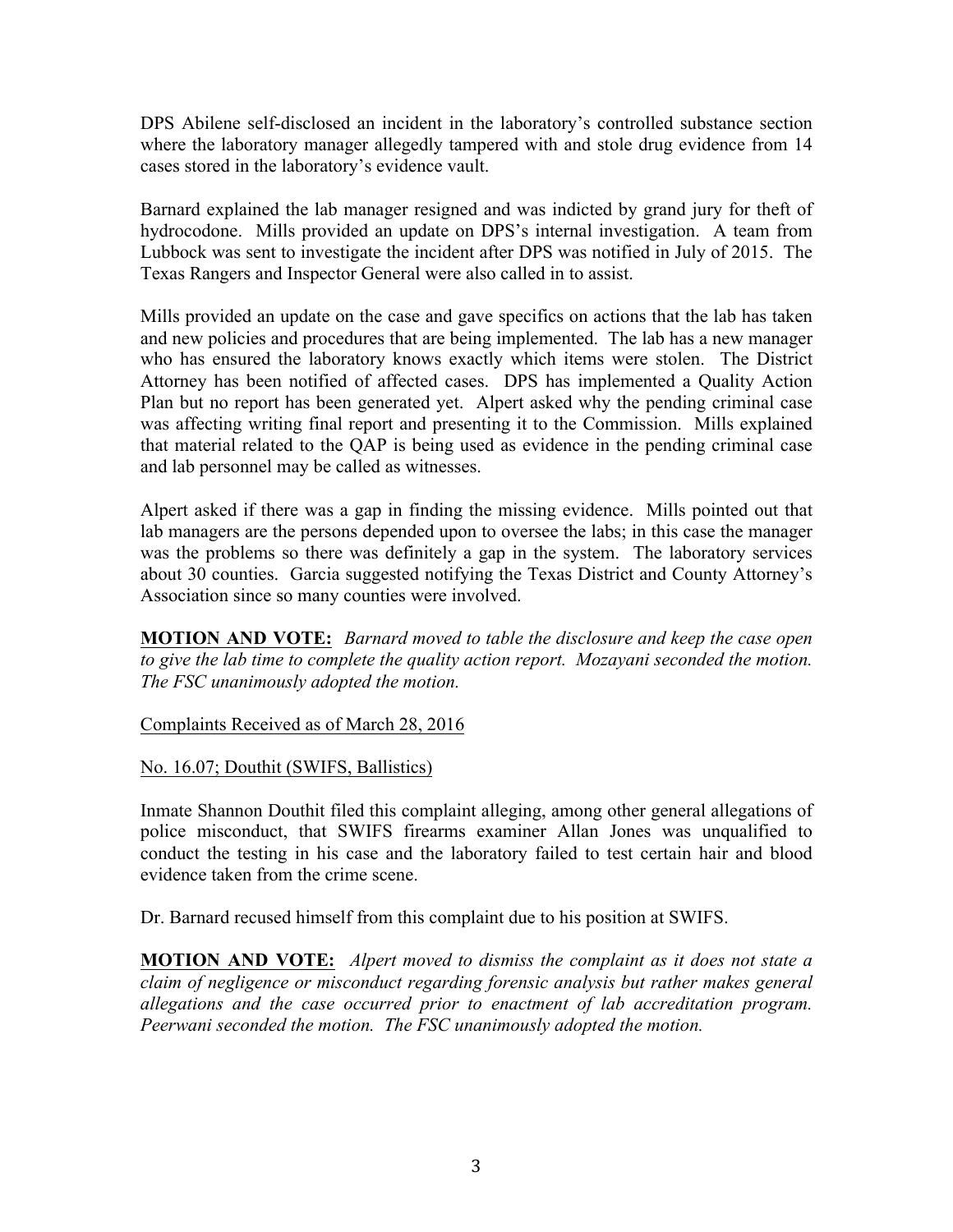DPS Abilene self-disclosed an incident in the laboratory's controlled substance section where the laboratory manager allegedly tampered with and stole drug evidence from 14 cases stored in the laboratory's evidence vault.

Barnard explained the lab manager resigned and was indicted by grand jury for theft of hydrocodone. Mills provided an update on DPS's internal investigation. A team from Lubbock was sent to investigate the incident after DPS was notified in July of 2015. The Texas Rangers and Inspector General were also called in to assist.

Mills provided an update on the case and gave specifics on actions that the lab has taken and new policies and procedures that are being implemented. The lab has a new manager who has ensured the laboratory knows exactly which items were stolen. The District Attorney has been notified of affected cases. DPS has implemented a Quality Action Plan but no report has been generated yet. Alpert asked why the pending criminal case was affecting writing final report and presenting it to the Commission. Mills explained that material related to the QAP is being used as evidence in the pending criminal case and lab personnel may be called as witnesses.

Alpert asked if there was a gap in finding the missing evidence. Mills pointed out that lab managers are the persons depended upon to oversee the labs; in this case the manager was the problems so there was definitely a gap in the system. The laboratory services about 30 counties. Garcia suggested notifying the Texas District and County Attorney's Association since so many counties were involved.

**MOTION AND VOTE:** *Barnard moved to table the disclosure and keep the case open to give the lab time to complete the quality action report. Mozayani seconded the motion. The FSC unanimously adopted the motion.*

Complaints Received as of March 28, 2016

No. 16.07; Douthit (SWIFS, Ballistics)

Inmate Shannon Douthit filed this complaint alleging, among other general allegations of police misconduct, that SWIFS firearms examiner Allan Jones was unqualified to conduct the testing in his case and the laboratory failed to test certain hair and blood evidence taken from the crime scene.

Dr. Barnard recused himself from this complaint due to his position at SWIFS.

**MOTION AND VOTE:** *Alpert moved to dismiss the complaint as it does not state a claim of negligence or misconduct regarding forensic analysis but rather makes general allegations and the case occurred prior to enactment of lab accreditation program. Peerwani seconded the motion. The FSC unanimously adopted the motion.*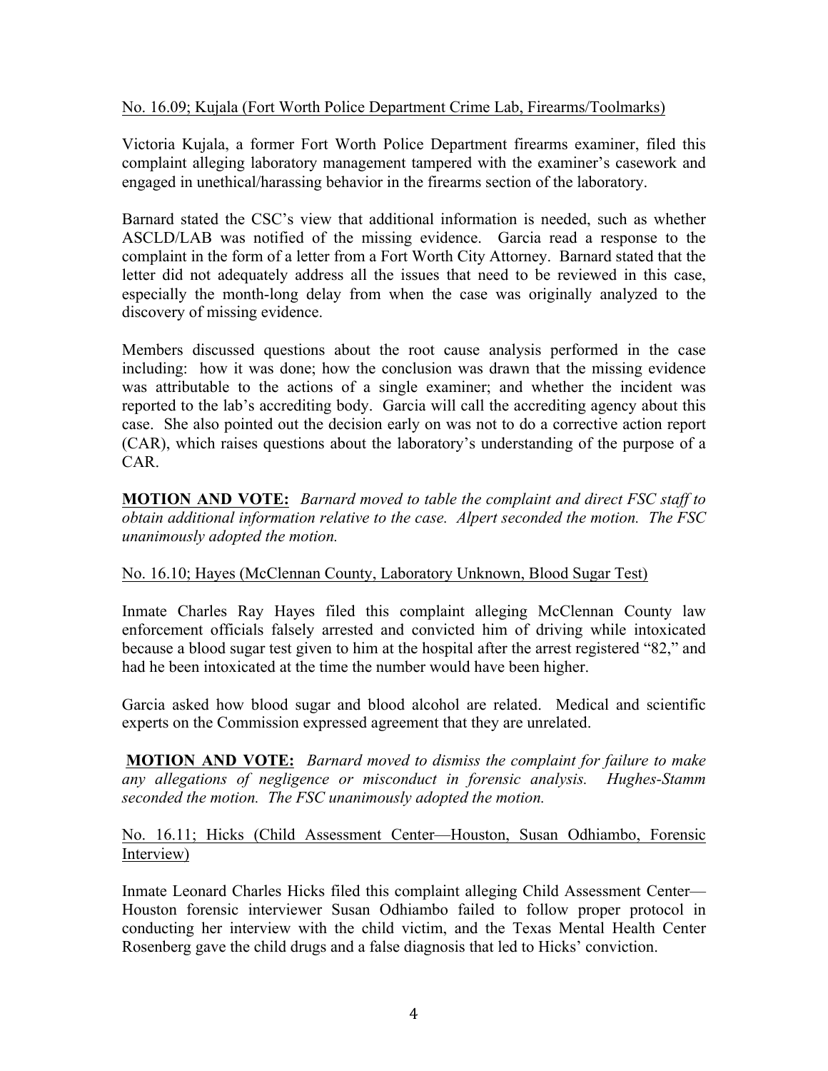<u>No. 16.09; Kujala (Fort Worth Police Department Crime Lab, Firearms/Toolmarks)</u>

Victoria Kujala, a former Fort Worth Police Department firearms examiner, filed this complaint alleging laboratory management tampered with the examiner's casework and engaged in unethical/harassing behavior in the firearms section of the laboratory.

Barnard stated the CSC's view that additional information is needed, such as whether ASCLD/LAB was notified of the missing evidence. Garcia read a response to the complaint in the form of a letter from a Fort Worth City Attorney. Barnard stated that the letter did not adequately address all the issues that need to be reviewed in this case, especially the month-long delay from when the case was originally analyzed to the discovery of missing evidence.

Members discussed questions about the root cause analysis performed in the case including: how it was done; how the conclusion was drawn that the missing evidence was attributable to the actions of a single examiner; and whether the incident was reported to the lab's accrediting body. Garcia will call the accrediting agency about this case. She also pointed out the decision early on was not to do a corrective action report (CAR), which raises questions about the laboratory's understanding of the purpose of a CAR.

**MOTION AND VOTE:** *Barnard moved to table the complaint and direct FSC staff to obtain additional information relative to the case. Alpert seconded the motion. The FSC unanimously adopted the motion.*

<u>No. 16.10; Hayes (McClennan County, Laboratory Unknown, Blood Sugar Test)</u>

Inmate Charles Ray Hayes filed this complaint alleging McClennan County law enforcement officials falsely arrested and convicted him of driving while intoxicated because a blood sugar test given to him at the hospital after the arrest registered "82," and had he been intoxicated at the time the number would have been higher.

Garcia asked how blood sugar and blood alcohol are related. Medical and scientific experts on the Commission expressed agreement that they are unrelated.

**MOTION AND VOTE:** *Barnard moved to dismiss the complaint for failure to make any allegations of negligence or misconduct in forensic analysis. Hughes-Stamm seconded the motion. The FSC unanimously adopted the motion.*

<u>No. 16.11; Hicks (Child Assessment Center—Houston, Susan Odhiambo, Forensic Interview)</u>

Inmate Leonard Charles Hicks filed this complaint alleging Child Assessment Center—Houston forensic interviewer Susan Odhiambo failed to follow proper protocol in conducting her interview with the child victim, and the Texas Mental Health Center Rosenberg gave the child drugs and a false diagnosis that led to Hicks' conviction.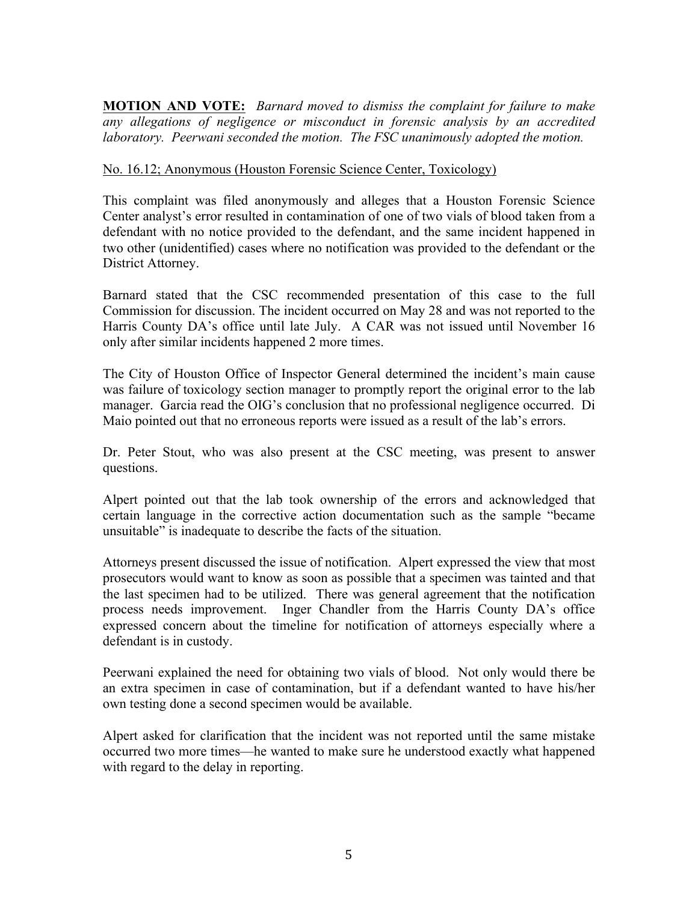**MOTION AND VOTE:** *Barnard moved to dismiss the complaint for failure to make any allegations of negligence or misconduct in forensic analysis by an accredited laboratory. Peerwani seconded the motion. The FSC unanimously adopted the motion.*

No. 16.12; Anonymous (Houston Forensic Science Center, Toxicology)

This complaint was filed anonymously and alleges that a Houston Forensic Science Center analyst's error resulted in contamination of one of two vials of blood taken from a defendant with no notice provided to the defendant, and the same incident happened in two other (unidentified) cases where no notification was provided to the defendant or the District Attorney.

Barnard stated that the CSC recommended presentation of this case to the full Commission for discussion. The incident occurred on May 28 and was not reported to the Harris County DA's office until late July. A CAR was not issued until November 16 only after similar incidents happened 2 more times.

The City of Houston Office of Inspector General determined the incident's main cause was failure of toxicology section manager to promptly report the original error to the lab manager. Garcia read the OIG's conclusion that no professional negligence occurred. Di Maio pointed out that no erroneous reports were issued as a result of the lab's errors.

Dr. Peter Stout, who was also present at the CSC meeting, was present to answer questions.

Alpert pointed out that the lab took ownership of the errors and acknowledged that certain language in the corrective action documentation such as the sample "became unsuitable" is inadequate to describe the facts of the situation.

Attorneys present discussed the issue of notification. Alpert expressed the view that most prosecutors would want to know as soon as possible that a specimen was tainted and that the last specimen had to be utilized. There was general agreement that the notification process needs improvement. Inger Chandler from the Harris County DA's office expressed concern about the timeline for notification of attorneys especially where a defendant is in custody.

Peerwani explained the need for obtaining two vials of blood. Not only would there be an extra specimen in case of contamination, but if a defendant wanted to have his/her own testing done a second specimen would be available.

Alpert asked for clarification that the incident was not reported until the same mistake occurred two more times—he wanted to make sure he understood exactly what happened with regard to the delay in reporting.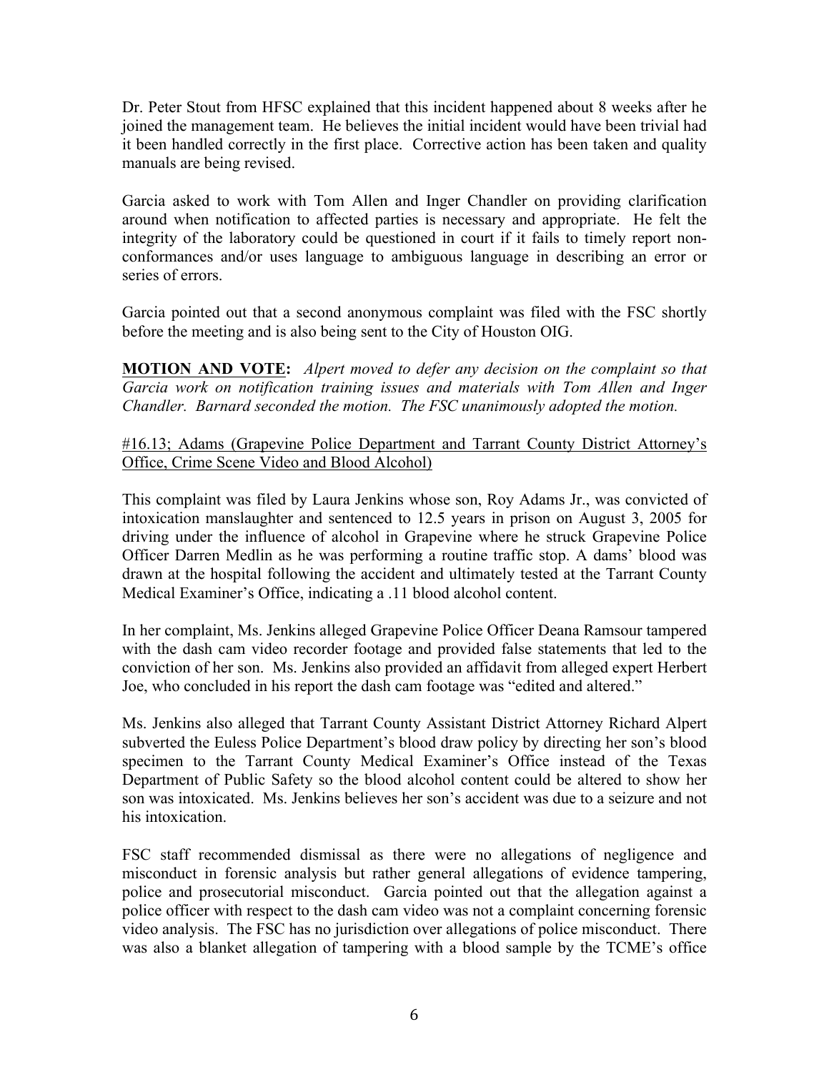Dr. Peter Stout from HFSC explained that this incident happened about 8 weeks after he joined the management team. He believes the initial incident would have been trivial had it been handled correctly in the first place. Corrective action has been taken and quality manuals are being revised.

Garcia asked to work with Tom Allen and Inger Chandler on providing clarification around when notification to affected parties is necessary and appropriate. He felt the integrity of the laboratory could be questioned in court if it fails to timely report non-conformances and/or uses language to ambiguous language in describing an error or series of errors.

Garcia pointed out that a second anonymous complaint was filed with the FSC shortly before the meeting and is also being sent to the City of Houston OIG.

<u>**MOTION AND VOTE**</u>**:** *Alpert moved to defer any decision on the complaint so that Garcia work on notification training issues and materials with Tom Allen and Inger Chandler. Barnard seconded the motion. The FSC unanimously adopted the motion.*

<u>#16.13; Adams (Grapevine Police Department and Tarrant County District Attorney's Office, Crime Scene Video and Blood Alcohol)</u>

This complaint was filed by Laura Jenkins whose son, Roy Adams Jr., was convicted of intoxication manslaughter and sentenced to 12.5 years in prison on August 3, 2005 for driving under the influence of alcohol in Grapevine where he struck Grapevine Police Officer Darren Medlin as he was performing a routine traffic stop. A dams' blood was drawn at the hospital following the accident and ultimately tested at the Tarrant County Medical Examiner's Office, indicating a .11 blood alcohol content.

In her complaint, Ms. Jenkins alleged Grapevine Police Officer Deana Ramsour tampered with the dash cam video recorder footage and provided false statements that led to the conviction of her son. Ms. Jenkins also provided an affidavit from alleged expert Herbert Joe, who concluded in his report the dash cam footage was "edited and altered."

Ms. Jenkins also alleged that Tarrant County Assistant District Attorney Richard Alpert subverted the Euless Police Department's blood draw policy by directing her son's blood specimen to the Tarrant County Medical Examiner's Office instead of the Texas Department of Public Safety so the blood alcohol content could be altered to show her son was intoxicated. Ms. Jenkins believes her son's accident was due to a seizure and not his intoxication.

FSC staff recommended dismissal as there were no allegations of negligence and misconduct in forensic analysis but rather general allegations of evidence tampering, police and prosecutorial misconduct. Garcia pointed out that the allegation against a police officer with respect to the dash cam video was not a complaint concerning forensic video analysis. The FSC has no jurisdiction over allegations of police misconduct. There was also a blanket allegation of tampering with a blood sample by the TCME's office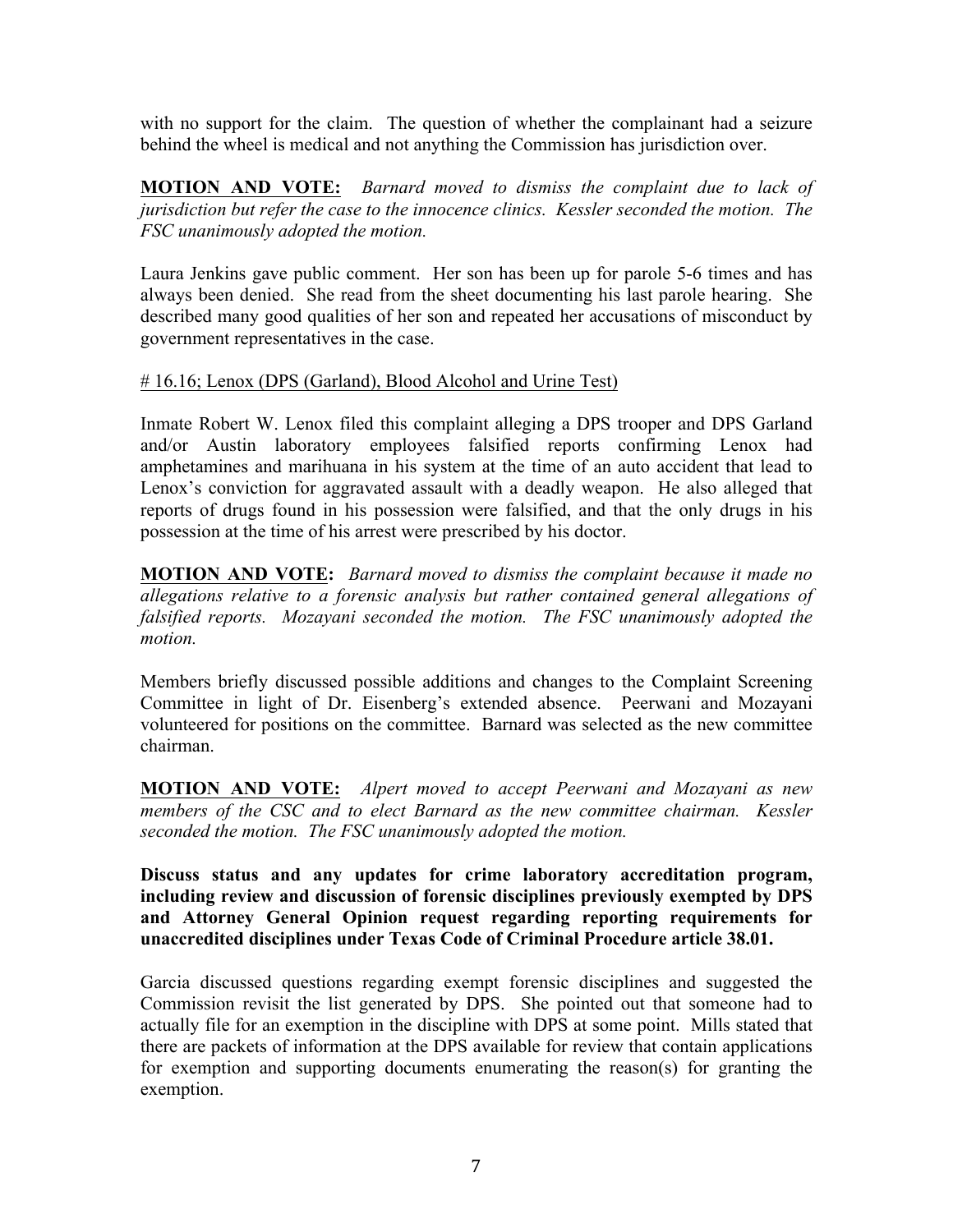with no support for the claim. The question of whether the complainant had a seizure behind the wheel is medical and not anything the Commission has jurisdiction over.

**MOTION AND VOTE:** *Barnard moved to dismiss the complaint due to lack of jurisdiction but refer the case to the innocence clinics. Kessler seconded the motion. The FSC unanimously adopted the motion.*

Laura Jenkins gave public comment. Her son has been up for parole 5-6 times and has always been denied. She read from the sheet documenting his last parole hearing. She described many good qualities of her son and repeated her accusations of misconduct by government representatives in the case.

# 16.16; Lenox (DPS (Garland), Blood Alcohol and Urine Test)

Inmate Robert W. Lenox filed this complaint alleging a DPS trooper and DPS Garland and/or Austin laboratory employees falsified reports confirming Lenox had amphetamines and marihuana in his system at the time of an auto accident that lead to Lenox's conviction for aggravated assault with a deadly weapon. He also alleged that reports of drugs found in his possession were falsified, and that the only drugs in his possession at the time of his arrest were prescribed by his doctor.

**MOTION AND VOTE:** *Barnard moved to dismiss the complaint because it made no allegations relative to a forensic analysis but rather contained general allegations of falsified reports. Mozayani seconded the motion. The FSC unanimously adopted the motion.*

Members briefly discussed possible additions and changes to the Complaint Screening Committee in light of Dr. Eisenberg's extended absence. Peerwani and Mozayani volunteered for positions on the committee. Barnard was selected as the new committee chairman.

**MOTION AND VOTE:** *Alpert moved to accept Peerwani and Mozayani as new members of the CSC and to elect Barnard as the new committee chairman. Kessler seconded the motion. The FSC unanimously adopted the motion.*

**Discuss status and any updates for crime laboratory accreditation program, including review and discussion of forensic disciplines previously exempted by DPS and Attorney General Opinion request regarding reporting requirements for unaccredited disciplines under Texas Code of Criminal Procedure article 38.01.**

Garcia discussed questions regarding exempt forensic disciplines and suggested the Commission revisit the list generated by DPS. She pointed out that someone had to actually file for an exemption in the discipline with DPS at some point. Mills stated that there are packets of information at the DPS available for review that contain applications for exemption and supporting documents enumerating the reason(s) for granting the exemption.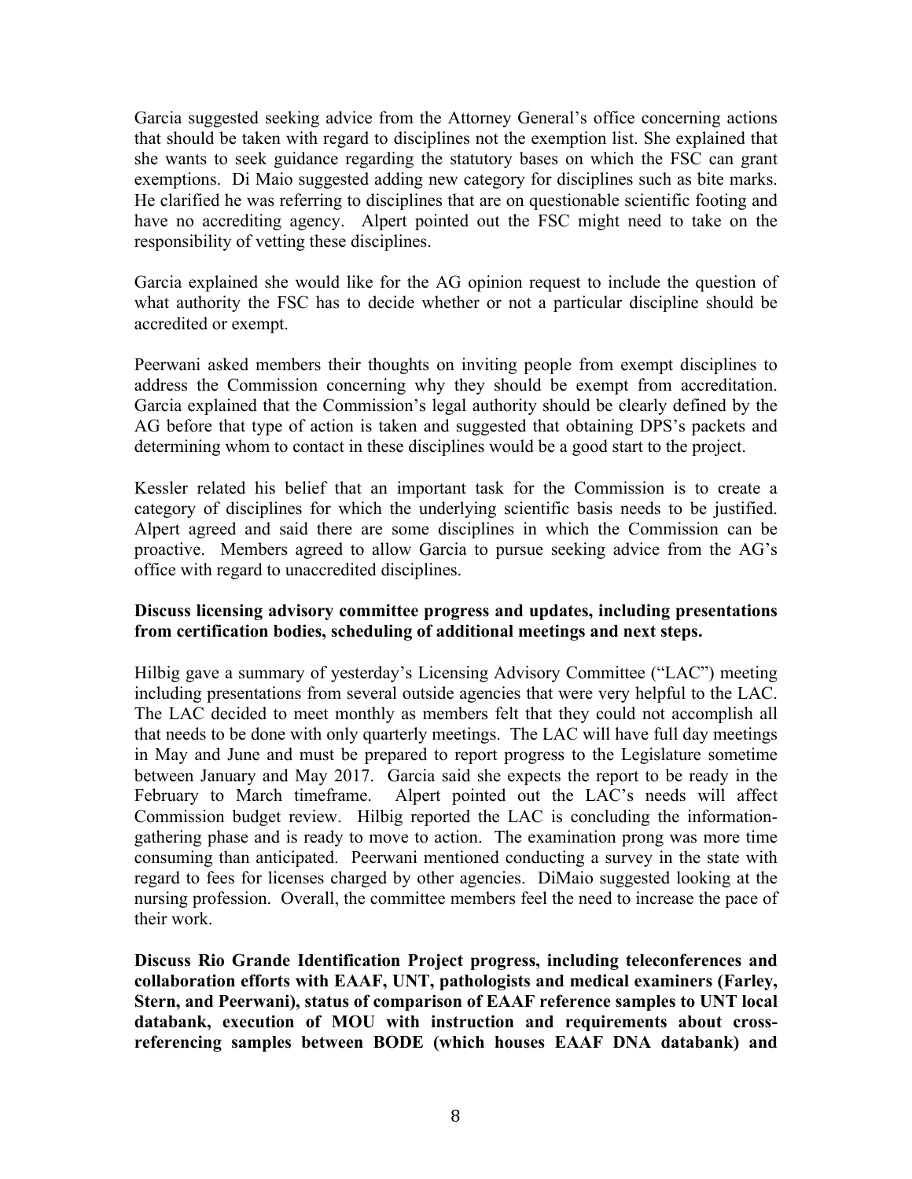Garcia suggested seeking advice from the Attorney General's office concerning actions that should be taken with regard to disciplines not the exemption list. She explained that she wants to seek guidance regarding the statutory bases on which the FSC can grant exemptions. Di Maio suggested adding new category for disciplines such as bite marks. He clarified he was referring to disciplines that are on questionable scientific footing and have no accrediting agency. Alpert pointed out the FSC might need to take on the responsibility of vetting these disciplines.

Garcia explained she would like for the AG opinion request to include the question of what authority the FSC has to decide whether or not a particular discipline should be accredited or exempt.

Peerwani asked members their thoughts on inviting people from exempt disciplines to address the Commission concerning why they should be exempt from accreditation. Garcia explained that the Commission's legal authority should be clearly defined by the AG before that type of action is taken and suggested that obtaining DPS's packets and determining whom to contact in these disciplines would be a good start to the project.

Kessler related his belief that an important task for the Commission is to create a category of disciplines for which the underlying scientific basis needs to be justified. Alpert agreed and said there are some disciplines in which the Commission can be proactive. Members agreed to allow Garcia to pursue seeking advice from the AG's office with regard to unaccredited disciplines.

**Discuss licensing advisory committee progress and updates, including presentations from certification bodies, scheduling of additional meetings and next steps.**

Hilbig gave a summary of yesterday's Licensing Advisory Committee ("LAC") meeting including presentations from several outside agencies that were very helpful to the LAC. The LAC decided to meet monthly as members felt that they could not accomplish all that needs to be done with only quarterly meetings. The LAC will have full day meetings in May and June and must be prepared to report progress to the Legislature sometime between January and May 2017. Garcia said she expects the report to be ready in the February to March timeframe. Alpert pointed out the LAC's needs will affect Commission budget review. Hilbig reported the LAC is concluding the information-gathering phase and is ready to move to action. The examination prong was more time consuming than anticipated. Peerwani mentioned conducting a survey in the state with regard to fees for licenses charged by other agencies. DiMaio suggested looking at the nursing profession. Overall, the committee members feel the need to increase the pace of their work.

**Discuss Rio Grande Identification Project progress, including teleconferences and collaboration efforts with EAAF, UNT, pathologists and medical examiners (Farley, Stern, and Peerwani), status of comparison of EAAF reference samples to UNT local databank, execution of MOU with instruction and requirements about cross-referencing samples between BODE (which houses EAAF DNA databank) and**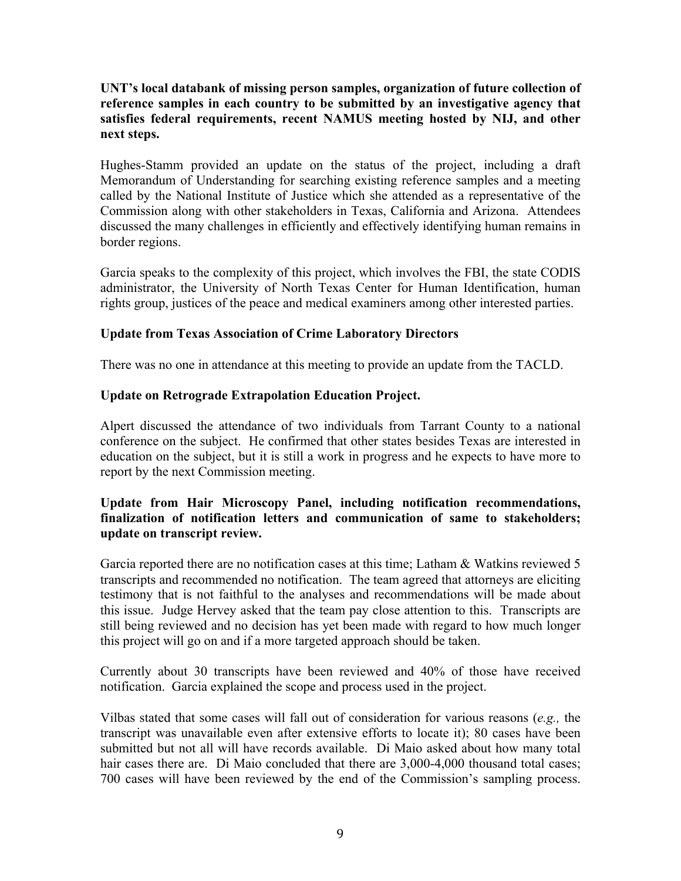**UNT's local databank of missing person samples, organization of future collection of reference samples in each country to be submitted by an investigative agency that satisfies federal requirements, recent NAMUS meeting hosted by NIJ, and other next steps.**

Hughes-Stamm provided an update on the status of the project, including a draft Memorandum of Understanding for searching existing reference samples and a meeting called by the National Institute of Justice which she attended as a representative of the Commission along with other stakeholders in Texas, California and Arizona. Attendees discussed the many challenges in efficiently and effectively identifying human remains in border regions.

Garcia speaks to the complexity of this project, which involves the FBI, the state CODIS administrator, the University of North Texas Center for Human Identification, human rights group, justices of the peace and medical examiners among other interested parties.

**Update from Texas Association of Crime Laboratory Directors**

There was no one in attendance at this meeting to provide an update from the TACLD.

**Update on Retrograde Extrapolation Education Project.**

Alpert discussed the attendance of two individuals from Tarrant County to a national conference on the subject. He confirmed that other states besides Texas are interested in education on the subject, but it is still a work in progress and he expects to have more to report by the next Commission meeting.

**Update from Hair Microscopy Panel, including notification recommendations, finalization of notification letters and communication of same to stakeholders; update on transcript review.**

Garcia reported there are no notification cases at this time; Latham & Watkins reviewed 5 transcripts and recommended no notification. The team agreed that attorneys are eliciting testimony that is not faithful to the analyses and recommendations will be made about this issue. Judge Hervey asked that the team pay close attention to this. Transcripts are still being reviewed and no decision has yet been made with regard to how much longer this project will go on and if a more targeted approach should be taken.

Currently about 30 transcripts have been reviewed and 40% of those have received notification. Garcia explained the scope and process used in the project.

Vilbas stated that some cases will fall out of consideration for various reasons (*e.g.,* the transcript was unavailable even after extensive efforts to locate it); 80 cases have been submitted but not all will have records available. Di Maio asked about how many total hair cases there are. Di Maio concluded that there are 3,000-4,000 thousand total cases; 700 cases will have been reviewed by the end of the Commission's sampling process.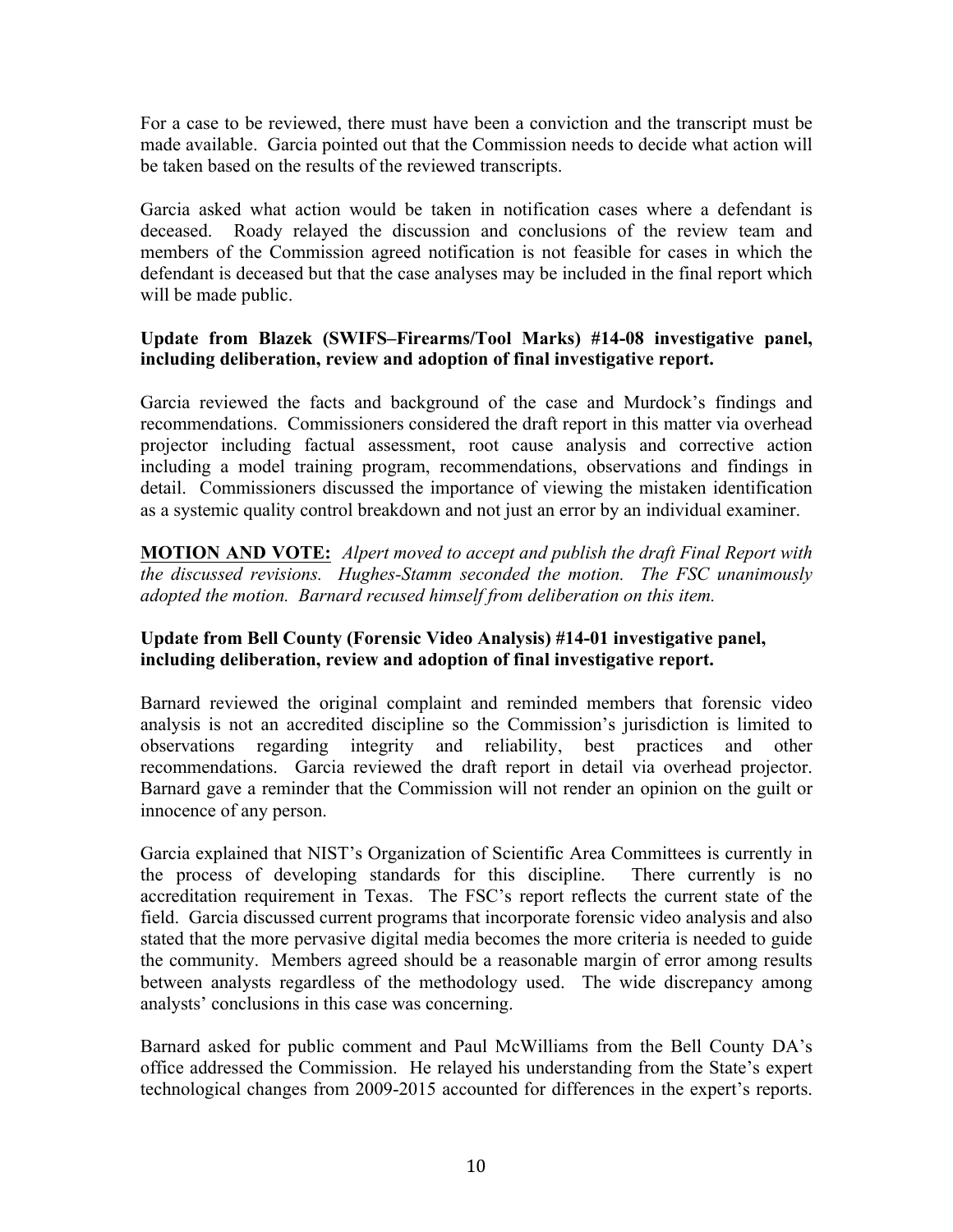For a case to be reviewed, there must have been a conviction and the transcript must be made available. Garcia pointed out that the Commission needs to decide what action will be taken based on the results of the reviewed transcripts.

Garcia asked what action would be taken in notification cases where a defendant is deceased. Roady relayed the discussion and conclusions of the review team and members of the Commission agreed notification is not feasible for cases in which the defendant is deceased but that the case analyses may be included in the final report which will be made public.

**Update from Blazek (SWIFS–Firearms/Tool Marks) #14-08 investigative panel, including deliberation, review and adoption of final investigative report.**

Garcia reviewed the facts and background of the case and Murdock's findings and recommendations. Commissioners considered the draft report in this matter via overhead projector including factual assessment, root cause analysis and corrective action including a model training program, recommendations, observations and findings in detail. Commissioners discussed the importance of viewing the mistaken identification as a systemic quality control breakdown and not just an error by an individual examiner.

**MOTION AND VOTE:** *Alpert moved to accept and publish the draft Final Report with the discussed revisions. Hughes-Stamm seconded the motion. The FSC unanimously adopted the motion. Barnard recused himself from deliberation on this item.*

**Update from Bell County (Forensic Video Analysis) #14-01 investigative panel, including deliberation, review and adoption of final investigative report.**

Barnard reviewed the original complaint and reminded members that forensic video analysis is not an accredited discipline so the Commission's jurisdiction is limited to observations regarding integrity and reliability, best practices and other recommendations. Garcia reviewed the draft report in detail via overhead projector. Barnard gave a reminder that the Commission will not render an opinion on the guilt or innocence of any person.

Garcia explained that NIST's Organization of Scientific Area Committees is currently in the process of developing standards for this discipline. There currently is no accreditation requirement in Texas. The FSC's report reflects the current state of the field. Garcia discussed current programs that incorporate forensic video analysis and also stated that the more pervasive digital media becomes the more criteria is needed to guide the community. Members agreed should be a reasonable margin of error among results between analysts regardless of the methodology used. The wide discrepancy among analysts' conclusions in this case was concerning.

Barnard asked for public comment and Paul McWilliams from the Bell County DA's office addressed the Commission. He relayed his understanding from the State's expert technological changes from 2009-2015 accounted for differences in the expert's reports.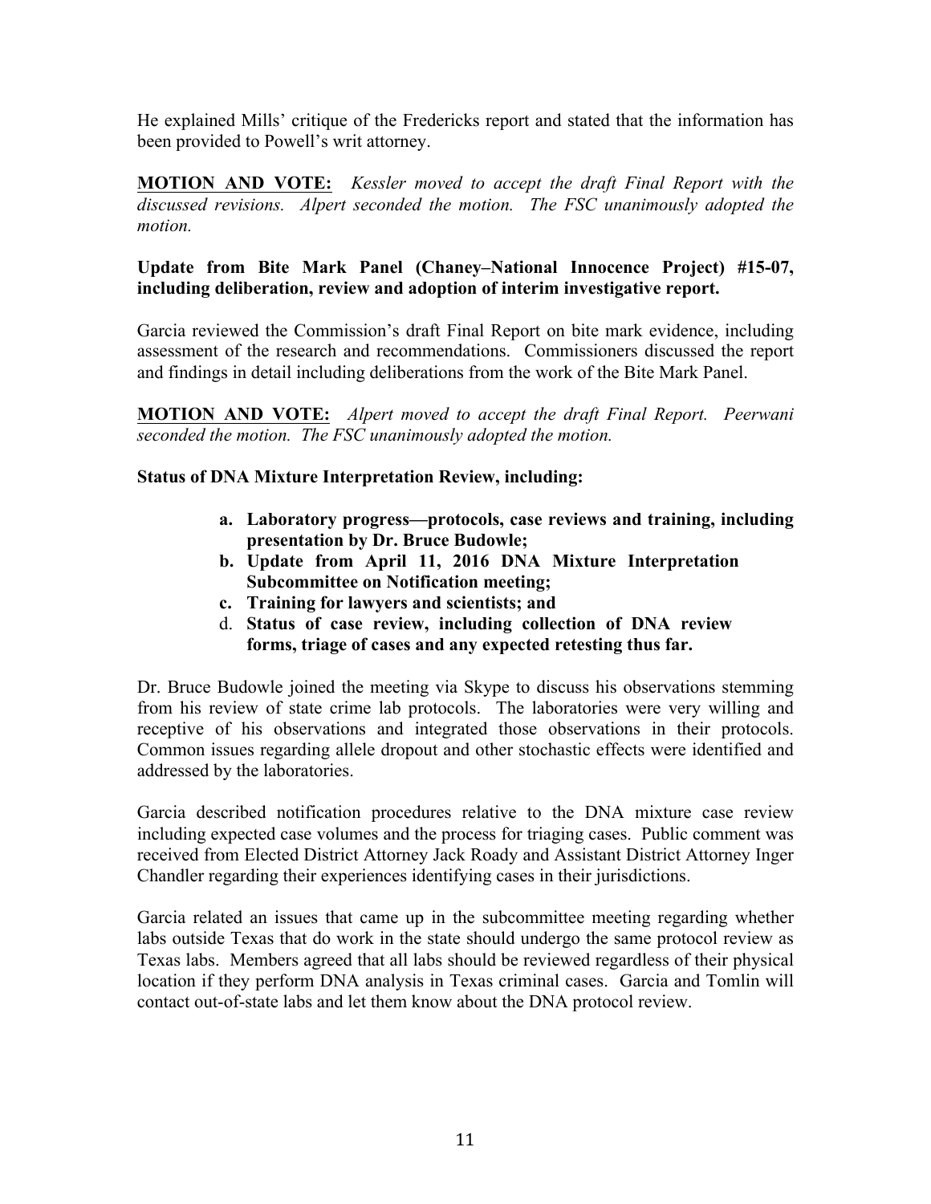He explained Mills' critique of the Fredericks report and stated that the information has been provided to Powell's writ attorney.

**MOTION AND VOTE:** *Kessler moved to accept the draft Final Report with the discussed revisions. Alpert seconded the motion. The FSC unanimously adopted the motion.*

**Update from Bite Mark Panel (Chaney–National Innocence Project) #15-07, including deliberation, review and adoption of interim investigative report.**

Garcia reviewed the Commission's draft Final Report on bite mark evidence, including assessment of the research and recommendations. Commissioners discussed the report and findings in detail including deliberations from the work of the Bite Mark Panel.

**MOTION AND VOTE:** *Alpert moved to accept the draft Final Report. Peerwani seconded the motion. The FSC unanimously adopted the motion.*

**Status of DNA Mixture Interpretation Review, including:**

- **a. Laboratory progress—protocols, case reviews and training, including presentation by Dr. Bruce Budowle;**
- **b. Update from April 11, 2016 DNA Mixture Interpretation Subcommittee on Notification meeting;**
- **c. Training for lawyers and scientists; and**
- d. **Status of case review, including collection of DNA review forms, triage of cases and any expected retesting thus far.**

Dr. Bruce Budowle joined the meeting via Skype to discuss his observations stemming from his review of state crime lab protocols. The laboratories were very willing and receptive of his observations and integrated those observations in their protocols. Common issues regarding allele dropout and other stochastic effects were identified and addressed by the laboratories.

Garcia described notification procedures relative to the DNA mixture case review including expected case volumes and the process for triaging cases. Public comment was received from Elected District Attorney Jack Roady and Assistant District Attorney Inger Chandler regarding their experiences identifying cases in their jurisdictions.

Garcia related an issues that came up in the subcommittee meeting regarding whether labs outside Texas that do work in the state should undergo the same protocol review as Texas labs. Members agreed that all labs should be reviewed regardless of their physical location if they perform DNA analysis in Texas criminal cases. Garcia and Tomlin will contact out-of-state labs and let them know about the DNA protocol review.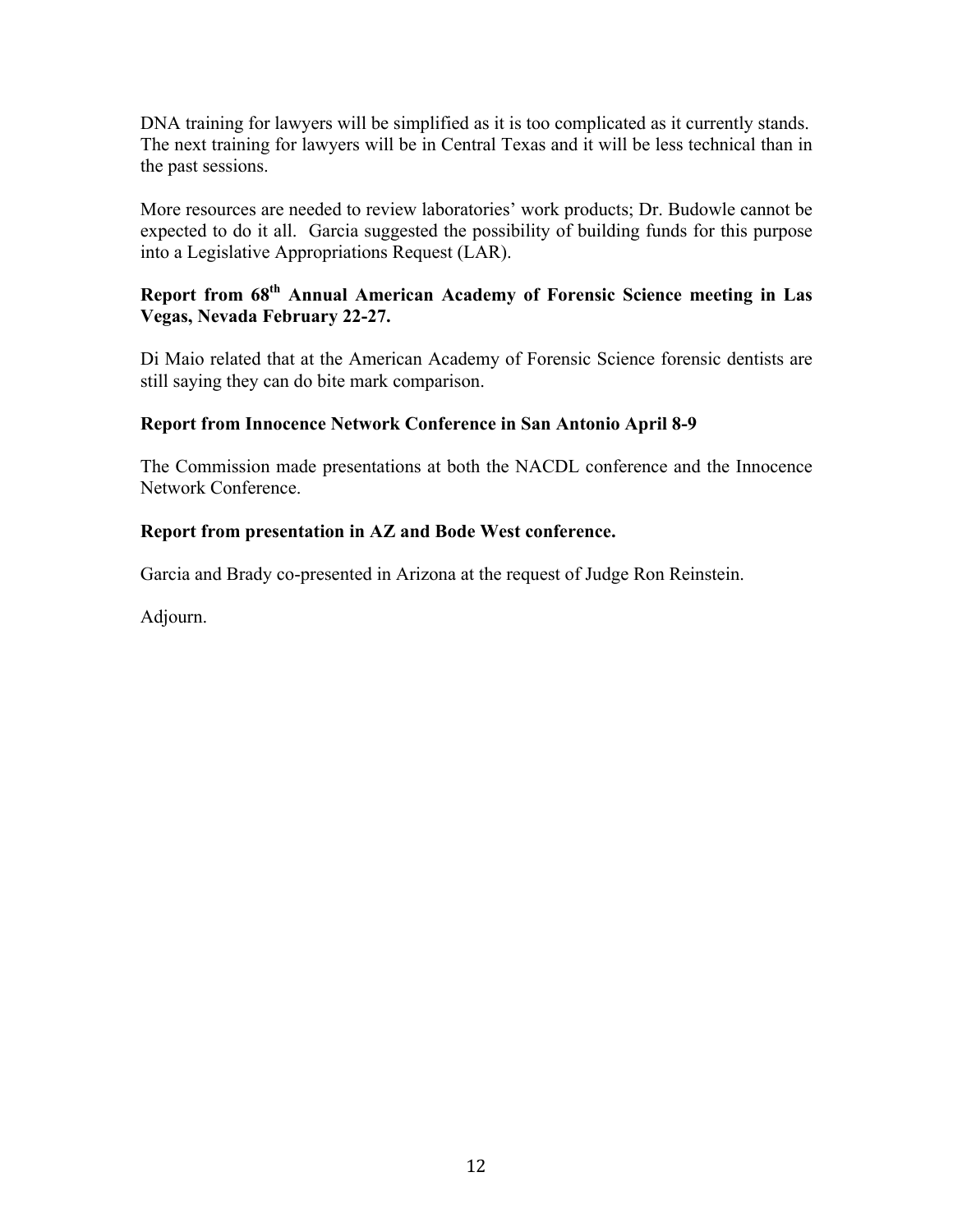DNA training for lawyers will be simplified as it is too complicated as it currently stands. The next training for lawyers will be in Central Texas and it will be less technical than in the past sessions.

More resources are needed to review laboratories' work products; Dr. Budowle cannot be expected to do it all. Garcia suggested the possibility of building funds for this purpose into a Legislative Appropriations Request (LAR).

**Report from 68th Annual American Academy of Forensic Science meeting in Las Vegas, Nevada February 22-27.**

Di Maio related that at the American Academy of Forensic Science forensic dentists are still saying they can do bite mark comparison.

**Report from Innocence Network Conference in San Antonio April 8-9**

The Commission made presentations at both the NACDL conference and the Innocence Network Conference.

**Report from presentation in AZ and Bode West conference.**

Garcia and Brady co-presented in Arizona at the request of Judge Ron Reinstein.

Adjourn.